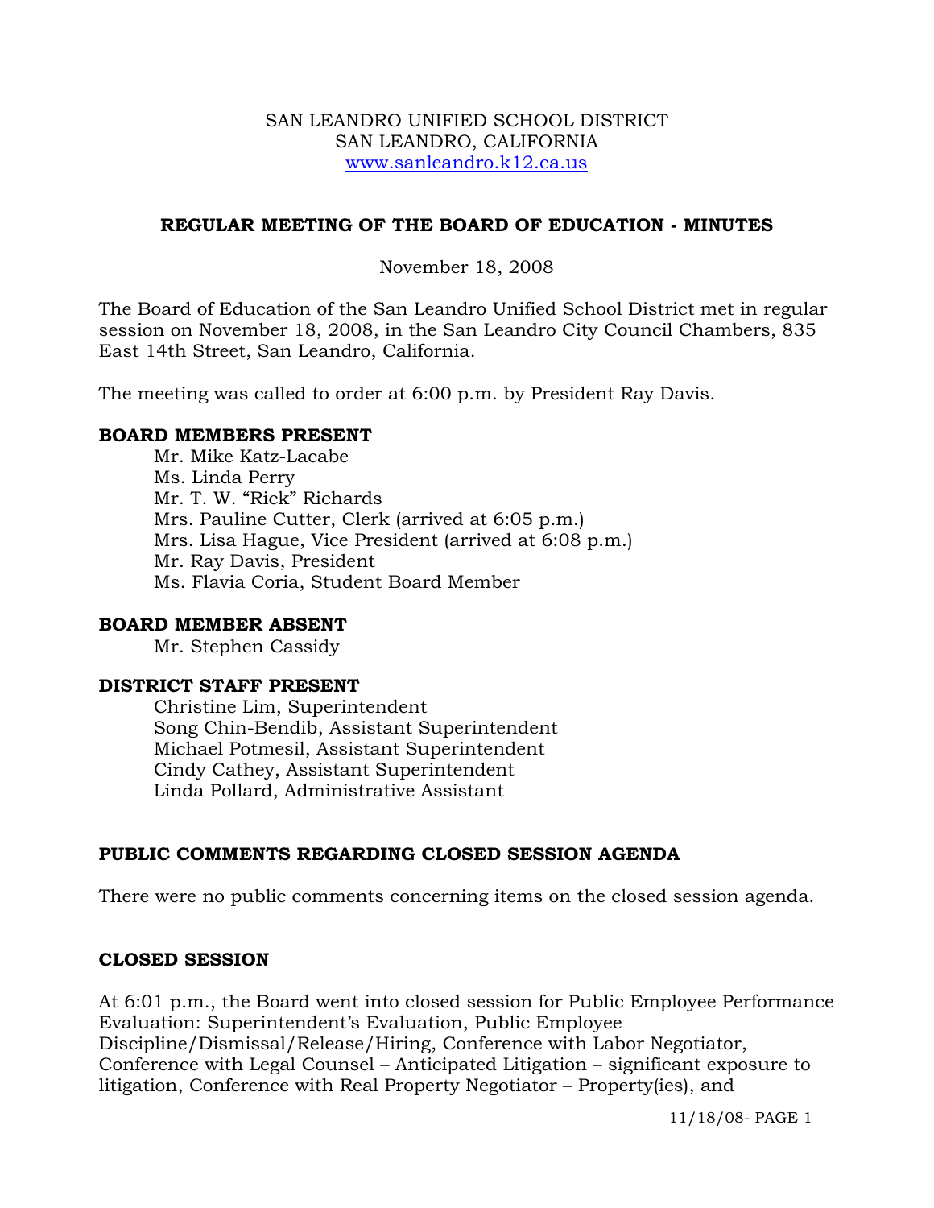SAN LEANDRO UNIFIED SCHOOL DISTRICT
SAN LEANDRO, CALIFORNIA
www.sanleandro.k12.ca.us

## REGULAR MEETING OF THE BOARD OF EDUCATION - MINUTES

November 18, 2008

The Board of Education of the San Leandro Unified School District met in regular session on November 18, 2008, in the San Leandro City Council Chambers, 835 East 14th Street, San Leandro, California.

The meeting was called to order at 6:00 p.m. by President Ray Davis.

### BOARD MEMBERS PRESENT

Mr. Mike Katz-Lacabe
Ms. Linda Perry
Mr. T. W. "Rick" Richards
Mrs. Pauline Cutter, Clerk (arrived at 6:05 p.m.)
Mrs. Lisa Hague, Vice President (arrived at 6:08 p.m.)
Mr. Ray Davis, President
Ms. Flavia Coria, Student Board Member

### BOARD MEMBER ABSENT

Mr. Stephen Cassidy

### DISTRICT STAFF PRESENT

Christine Lim, Superintendent
Song Chin-Bendib, Assistant Superintendent
Michael Potmesil, Assistant Superintendent
Cindy Cathey, Assistant Superintendent
Linda Pollard, Administrative Assistant

### PUBLIC COMMENTS REGARDING CLOSED SESSION AGENDA

There were no public comments concerning items on the closed session agenda.

### CLOSED SESSION

At 6:01 p.m., the Board went into closed session for Public Employee Performance Evaluation: Superintendent's Evaluation, Public Employee Discipline/Dismissal/Release/Hiring, Conference with Labor Negotiator, Conference with Legal Counsel – Anticipated Litigation – significant exposure to litigation, Conference with Real Property Negotiator – Property(ies), and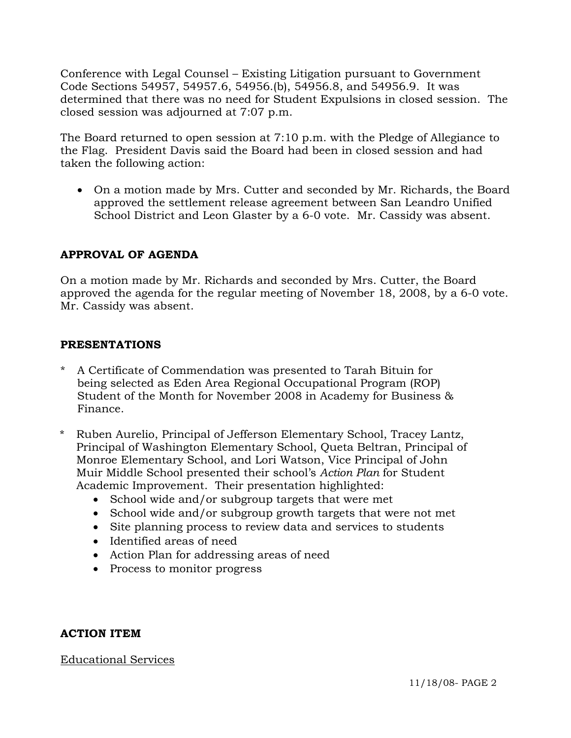Conference with Legal Counsel – Existing Litigation pursuant to Government Code Sections 54957, 54957.6, 54956.(b), 54956.8, and 54956.9. It was determined that there was no need for Student Expulsions in closed session. The closed session was adjourned at 7:07 p.m.

The Board returned to open session at 7:10 p.m. with the Pledge of Allegiance to the Flag. President Davis said the Board had been in closed session and had taken the following action:

- On a motion made by Mrs. Cutter and seconded by Mr. Richards, the Board approved the settlement release agreement between San Leandro Unified School District and Leon Glaster by a 6-0 vote. Mr. Cassidy was absent.

## APPROVAL OF AGENDA

On a motion made by Mr. Richards and seconded by Mrs. Cutter, the Board approved the agenda for the regular meeting of November 18, 2008, by a 6-0 vote. Mr. Cassidy was absent.

## PRESENTATIONS

\* A Certificate of Commendation was presented to Tarah Bituin for being selected as Eden Area Regional Occupational Program (ROP) Student of the Month for November 2008 in Academy for Business & Finance.

\* Ruben Aurelio, Principal of Jefferson Elementary School, Tracey Lantz, Principal of Washington Elementary School, Queta Beltran, Principal of Monroe Elementary School, and Lori Watson, Vice Principal of John Muir Middle School presented their school's *Action Plan* for Student Academic Improvement. Their presentation highlighted:

- School wide and/or subgroup targets that were met
- School wide and/or subgroup growth targets that were not met
- Site planning process to review data and services to students
- Identified areas of need
- Action Plan for addressing areas of need
- Process to monitor progress

## ACTION ITEM

Educational Services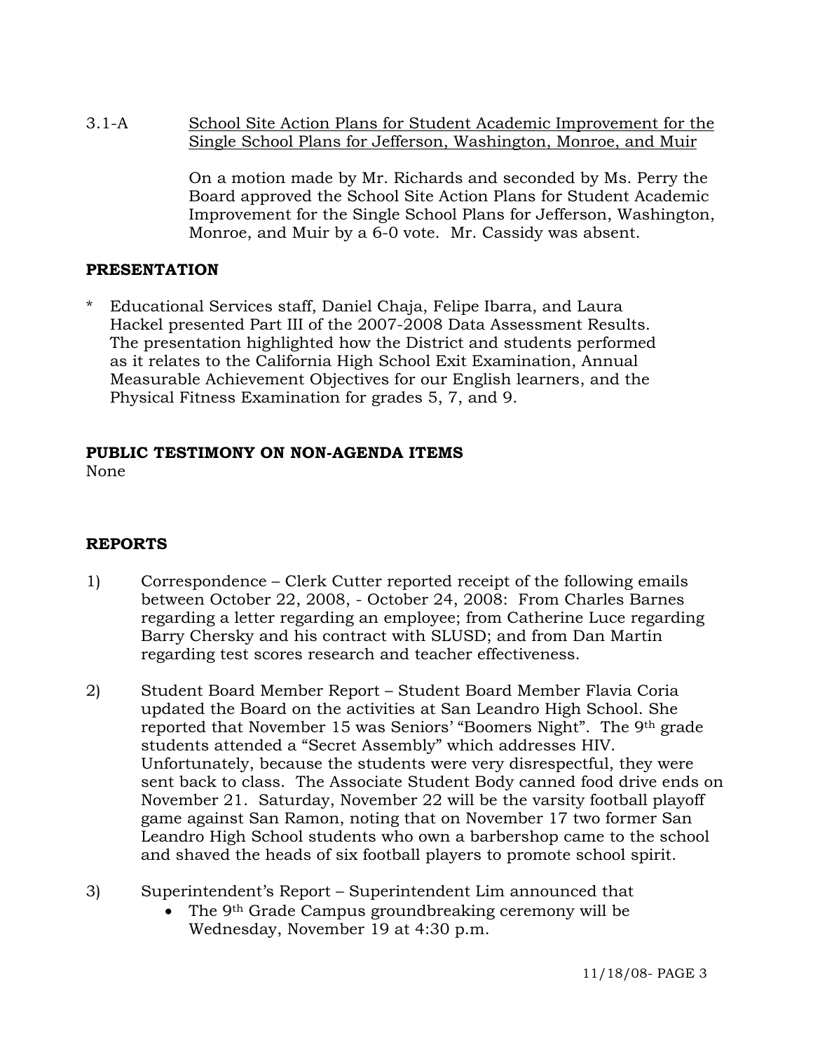3.1-A <u>School Site Action Plans for Student Academic Improvement for the Single School Plans for Jefferson, Washington, Monroe, and Muir</u>

On a motion made by Mr. Richards and seconded by Ms. Perry the Board approved the School Site Action Plans for Student Academic Improvement for the Single School Plans for Jefferson, Washington, Monroe, and Muir by a 6-0 vote. Mr. Cassidy was absent.

**PRESENTATION**

* Educational Services staff, Daniel Chaja, Felipe Ibarra, and Laura Hackel presented Part III of the 2007-2008 Data Assessment Results. The presentation highlighted how the District and students performed as it relates to the California High School Exit Examination, Annual Measurable Achievement Objectives for our English learners, and the Physical Fitness Examination for grades 5, 7, and 9.

**PUBLIC TESTIMONY ON NON-AGENDA ITEMS**

None

**REPORTS**

1) Correspondence – Clerk Cutter reported receipt of the following emails between October 22, 2008, - October 24, 2008: From Charles Barnes regarding a letter regarding an employee; from Catherine Luce regarding Barry Chersky and his contract with SLUSD; and from Dan Martin regarding test scores research and teacher effectiveness.

2) Student Board Member Report – Student Board Member Flavia Coria updated the Board on the activities at San Leandro High School. She reported that November 15 was Seniors' "Boomers Night". The 9th grade students attended a "Secret Assembly" which addresses HIV. Unfortunately, because the students were very disrespectful, they were sent back to class. The Associate Student Body canned food drive ends on November 21. Saturday, November 22 will be the varsity football playoff game against San Ramon, noting that on November 17 two former San Leandro High School students who own a barbershop came to the school and shaved the heads of six football players to promote school spirit.

3) Superintendent's Report – Superintendent Lim announced that
   - The 9th Grade Campus groundbreaking ceremony will be Wednesday, November 19 at 4:30 p.m.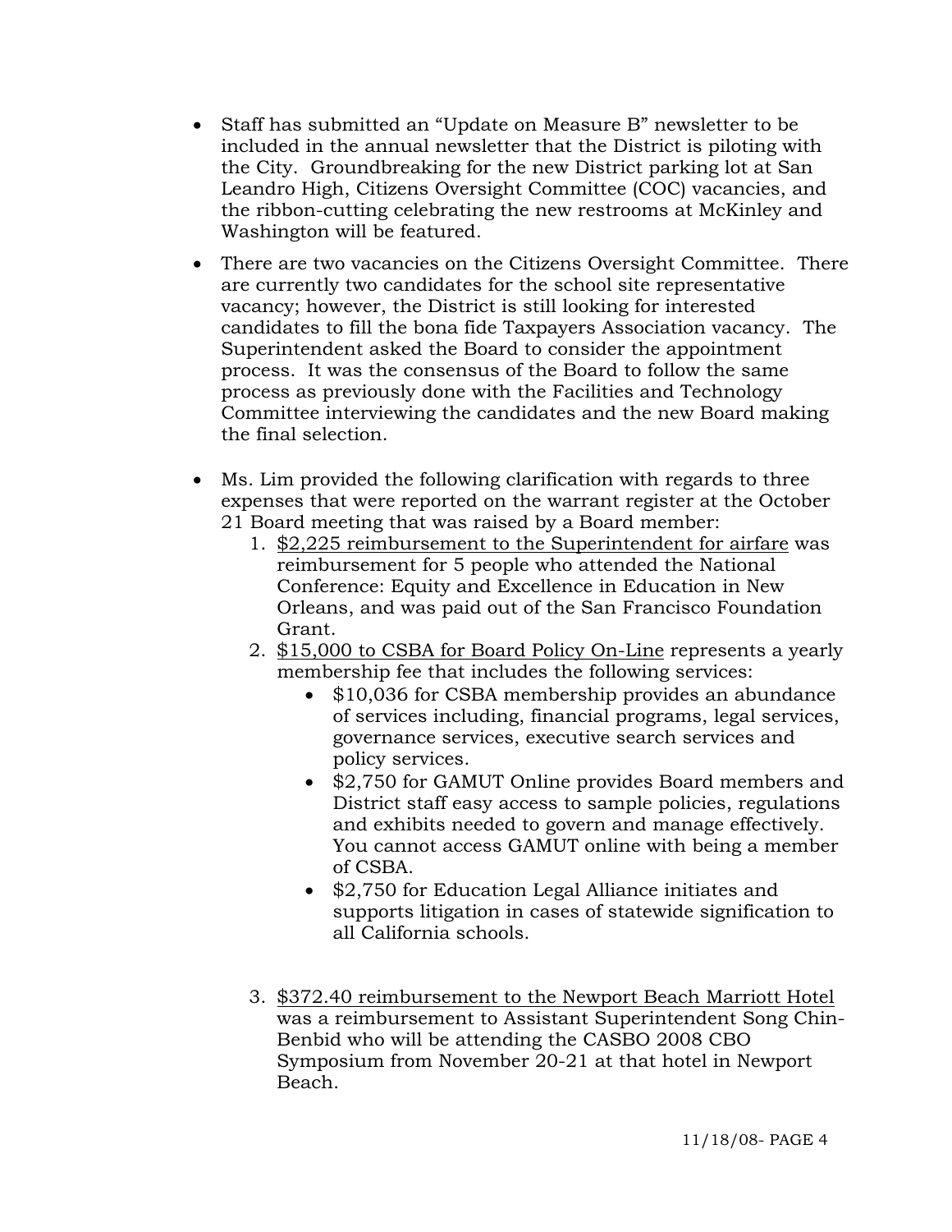- Staff has submitted an "Update on Measure B" newsletter to be included in the annual newsletter that the District is piloting with the City. Groundbreaking for the new District parking lot at San Leandro High, Citizens Oversight Committee (COC) vacancies, and the ribbon-cutting celebrating the new restrooms at McKinley and Washington will be featured.

- There are two vacancies on the Citizens Oversight Committee. There are currently two candidates for the school site representative vacancy; however, the District is still looking for interested candidates to fill the bona fide Taxpayers Association vacancy. The Superintendent asked the Board to consider the appointment process. It was the consensus of the Board to follow the same process as previously done with the Facilities and Technology Committee interviewing the candidates and the new Board making the final selection.

- Ms. Lim provided the following clarification with regards to three expenses that were reported on the warrant register at the October 21 Board meeting that was raised by a Board member:
  1. <u>$2,225 reimbursement to the Superintendent for airfare</u> was reimbursement for 5 people who attended the National Conference: Equity and Excellence in Education in New Orleans, and was paid out of the San Francisco Foundation Grant.
  2. <u>$15,000 to CSBA for Board Policy On-Line</u> represents a yearly membership fee that includes the following services:
     - $10,036 for CSBA membership provides an abundance of services including, financial programs, legal services, governance services, executive search services and policy services.
     - $2,750 for GAMUT Online provides Board members and District staff easy access to sample policies, regulations and exhibits needed to govern and manage effectively. You cannot access GAMUT online with being a member of CSBA.
     - $2,750 for Education Legal Alliance initiates and supports litigation in cases of statewide signification to all California schools.

  3. <u>$372.40 reimbursement to the Newport Beach Marriott Hotel</u> was a reimbursement to Assistant Superintendent Song Chin-Benbid who will be attending the CASBO 2008 CBO Symposium from November 20-21 at that hotel in Newport Beach.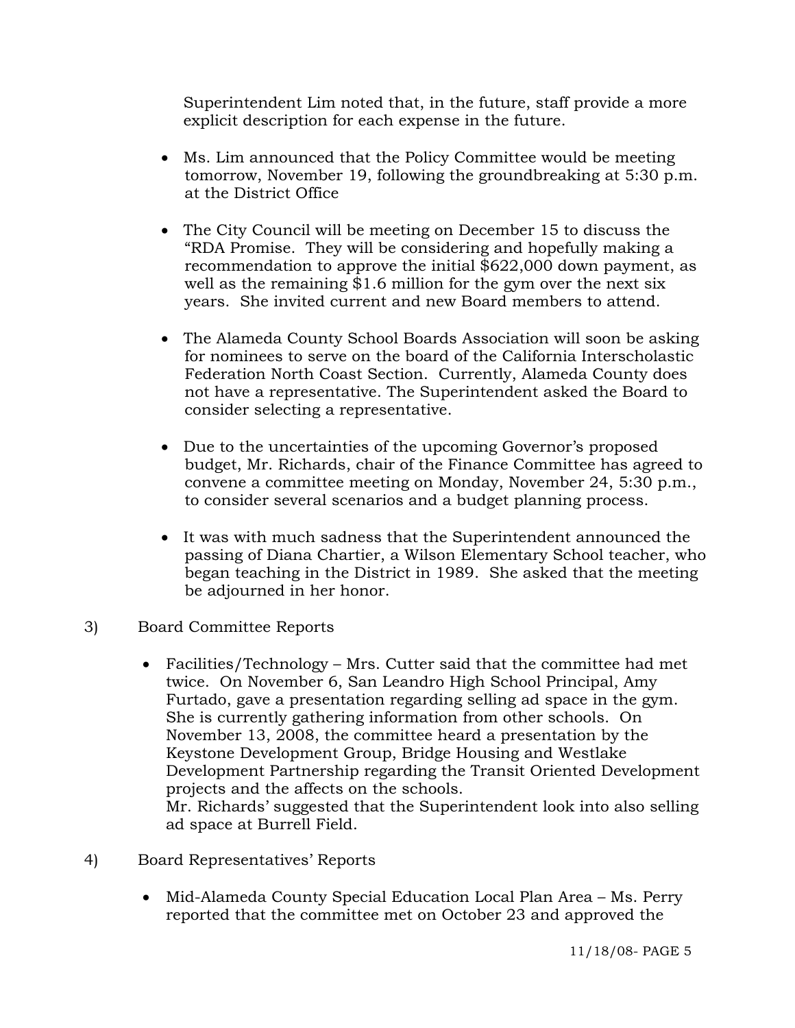Superintendent Lim noted that, in the future, staff provide a more explicit description for each expense in the future.

- Ms. Lim announced that the Policy Committee would be meeting tomorrow, November 19, following the groundbreaking at 5:30 p.m. at the District Office

- The City Council will be meeting on December 15 to discuss the "RDA Promise. They will be considering and hopefully making a recommendation to approve the initial $622,000 down payment, as well as the remaining $1.6 million for the gym over the next six years. She invited current and new Board members to attend.

- The Alameda County School Boards Association will soon be asking for nominees to serve on the board of the California Interscholastic Federation North Coast Section. Currently, Alameda County does not have a representative. The Superintendent asked the Board to consider selecting a representative.

- Due to the uncertainties of the upcoming Governor's proposed budget, Mr. Richards, chair of the Finance Committee has agreed to convene a committee meeting on Monday, November 24, 5:30 p.m., to consider several scenarios and a budget planning process.

- It was with much sadness that the Superintendent announced the passing of Diana Chartier, a Wilson Elementary School teacher, who began teaching in the District in 1989. She asked that the meeting be adjourned in her honor.

3) Board Committee Reports

- Facilities/Technology – Mrs. Cutter said that the committee had met twice. On November 6, San Leandro High School Principal, Amy Furtado, gave a presentation regarding selling ad space in the gym. She is currently gathering information from other schools. On November 13, 2008, the committee heard a presentation by the Keystone Development Group, Bridge Housing and Westlake Development Partnership regarding the Transit Oriented Development projects and the affects on the schools.
  Mr. Richards' suggested that the Superintendent look into also selling ad space at Burrell Field.

4) Board Representatives' Reports

- Mid-Alameda County Special Education Local Plan Area – Ms. Perry reported that the committee met on October 23 and approved the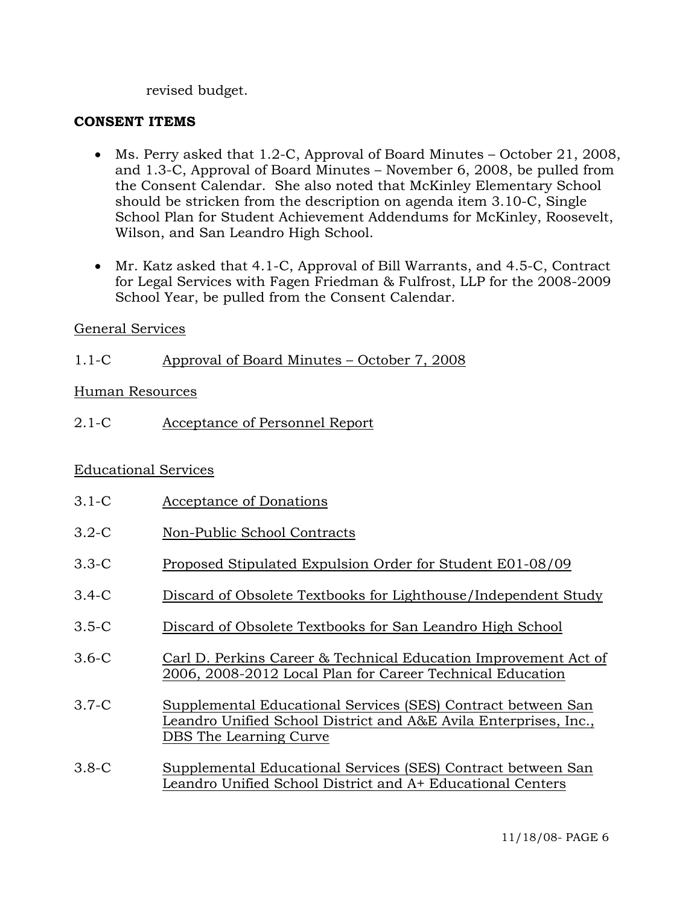revised budget.

**CONSENT ITEMS**

- Ms. Perry asked that 1.2-C, Approval of Board Minutes – October 21, 2008, and 1.3-C, Approval of Board Minutes – November 6, 2008, be pulled from the Consent Calendar. She also noted that McKinley Elementary School should be stricken from the description on agenda item 3.10-C, Single School Plan for Student Achievement Addendums for McKinley, Roosevelt, Wilson, and San Leandro High School.

- Mr. Katz asked that 4.1-C, Approval of Bill Warrants, and 4.5-C, Contract for Legal Services with Fagen Friedman & Fulfrost, LLP for the 2008-2009 School Year, be pulled from the Consent Calendar.

General Services

1.1-C Approval of Board Minutes – October 7, 2008

Human Resources

2.1-C Acceptance of Personnel Report

Educational Services

3.1-C Acceptance of Donations

3.2-C Non-Public School Contracts

3.3-C Proposed Stipulated Expulsion Order for Student E01-08/09

3.4-C Discard of Obsolete Textbooks for Lighthouse/Independent Study

3.5-C Discard of Obsolete Textbooks for San Leandro High School

3.6-C Carl D. Perkins Career & Technical Education Improvement Act of 2006, 2008-2012 Local Plan for Career Technical Education

3.7-C Supplemental Educational Services (SES) Contract between San Leandro Unified School District and A&E Avila Enterprises, Inc., DBS The Learning Curve

3.8-C Supplemental Educational Services (SES) Contract between San Leandro Unified School District and A+ Educational Centers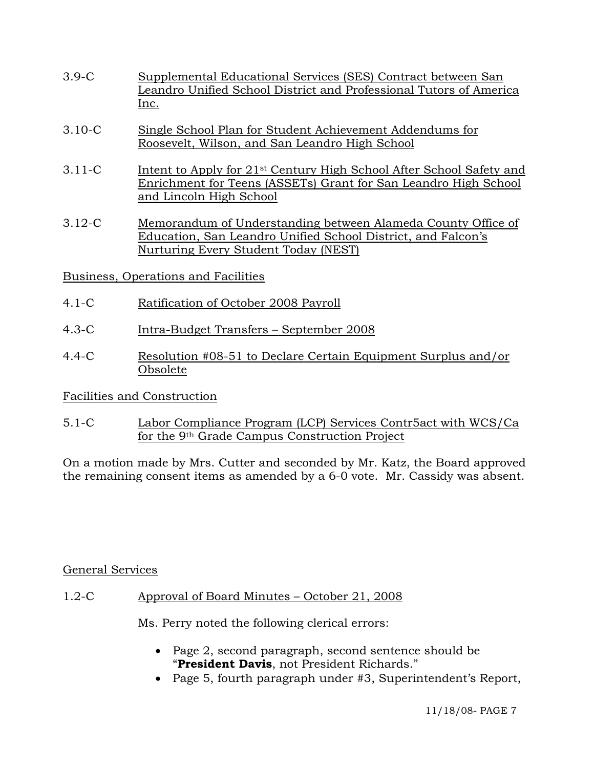3.9-C Supplemental Educational Services (SES) Contract between San Leandro Unified School District and Professional Tutors of America Inc.

3.10-C Single School Plan for Student Achievement Addendums for Roosevelt, Wilson, and San Leandro High School

3.11-C Intent to Apply for 21st Century High School After School Safety and Enrichment for Teens (ASSETs) Grant for San Leandro High School and Lincoln High School

3.12-C Memorandum of Understanding between Alameda County Office of Education, San Leandro Unified School District, and Falcon's Nurturing Every Student Today (NEST)

Business, Operations and Facilities

4.1-C Ratification of October 2008 Payroll

4.3-C Intra-Budget Transfers – September 2008

4.4-C Resolution #08-51 to Declare Certain Equipment Surplus and/or Obsolete

Facilities and Construction

5.1-C Labor Compliance Program (LCP) Services Contr5act with WCS/Ca for the 9th Grade Campus Construction Project

On a motion made by Mrs. Cutter and seconded by Mr. Katz, the Board approved the remaining consent items as amended by a 6-0 vote. Mr. Cassidy was absent.

General Services

1.2-C Approval of Board Minutes – October 21, 2008

Ms. Perry noted the following clerical errors:

- Page 2, second paragraph, second sentence should be "**President Davis**, not President Richards."
- Page 5, fourth paragraph under #3, Superintendent's Report,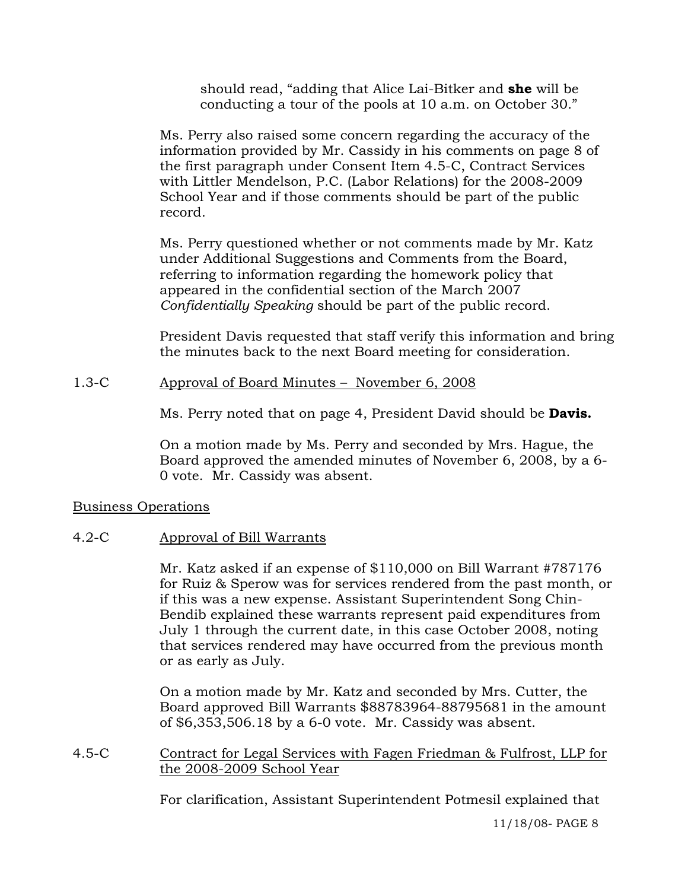should read, "adding that Alice Lai-Bitker and **she** will be conducting a tour of the pools at 10 a.m. on October 30."

Ms. Perry also raised some concern regarding the accuracy of the information provided by Mr. Cassidy in his comments on page 8 of the first paragraph under Consent Item 4.5-C, Contract Services with Littler Mendelson, P.C. (Labor Relations) for the 2008-2009 School Year and if those comments should be part of the public record.

Ms. Perry questioned whether or not comments made by Mr. Katz under Additional Suggestions and Comments from the Board, referring to information regarding the homework policy that appeared in the confidential section of the March 2007 *Confidentially Speaking* should be part of the public record.

President Davis requested that staff verify this information and bring the minutes back to the next Board meeting for consideration.

1.3-C Approval of Board Minutes – November 6, 2008

Ms. Perry noted that on page 4, President David should be **Davis.**

On a motion made by Ms. Perry and seconded by Mrs. Hague, the Board approved the amended minutes of November 6, 2008, by a 6-0 vote. Mr. Cassidy was absent.

Business Operations

4.2-C Approval of Bill Warrants

Mr. Katz asked if an expense of $110,000 on Bill Warrant #787176 for Ruiz & Sperow was for services rendered from the past month, or if this was a new expense. Assistant Superintendent Song Chin-Bendib explained these warrants represent paid expenditures from July 1 through the current date, in this case October 2008, noting that services rendered may have occurred from the previous month or as early as July.

On a motion made by Mr. Katz and seconded by Mrs. Cutter, the Board approved Bill Warrants $88783964-88795681 in the amount of $6,353,506.18 by a 6-0 vote. Mr. Cassidy was absent.

4.5-C Contract for Legal Services with Fagen Friedman & Fulfrost, LLP for the 2008-2009 School Year

For clarification, Assistant Superintendent Potmesil explained that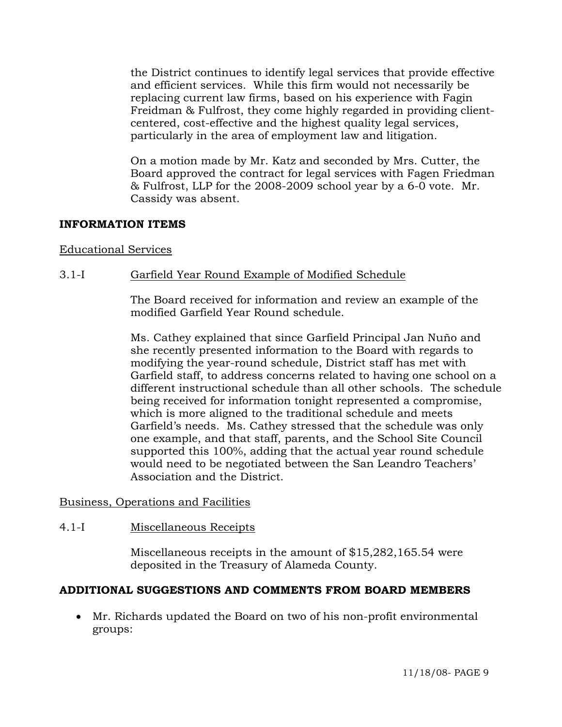the District continues to identify legal services that provide effective and efficient services. While this firm would not necessarily be replacing current law firms, based on his experience with Fagin Freidman & Fulfrost, they come highly regarded in providing client-centered, cost-effective and the highest quality legal services, particularly in the area of employment law and litigation.

On a motion made by Mr. Katz and seconded by Mrs. Cutter, the Board approved the contract for legal services with Fagen Friedman & Fulfrost, LLP for the 2008-2009 school year by a 6-0 vote. Mr. Cassidy was absent.

## INFORMATION ITEMS

Educational Services

3.1-I Garfield Year Round Example of Modified Schedule

The Board received for information and review an example of the modified Garfield Year Round schedule.

Ms. Cathey explained that since Garfield Principal Jan Nuño and she recently presented information to the Board with regards to modifying the year-round schedule, District staff has met with Garfield staff, to address concerns related to having one school on a different instructional schedule than all other schools. The schedule being received for information tonight represented a compromise, which is more aligned to the traditional schedule and meets Garfield's needs. Ms. Cathey stressed that the schedule was only one example, and that staff, parents, and the School Site Council supported this 100%, adding that the actual year round schedule would need to be negotiated between the San Leandro Teachers' Association and the District.

Business, Operations and Facilities

4.1-I Miscellaneous Receipts

Miscellaneous receipts in the amount of $15,282,165.54 were deposited in the Treasury of Alameda County.

## ADDITIONAL SUGGESTIONS AND COMMENTS FROM BOARD MEMBERS

- Mr. Richards updated the Board on two of his non-profit environmental groups: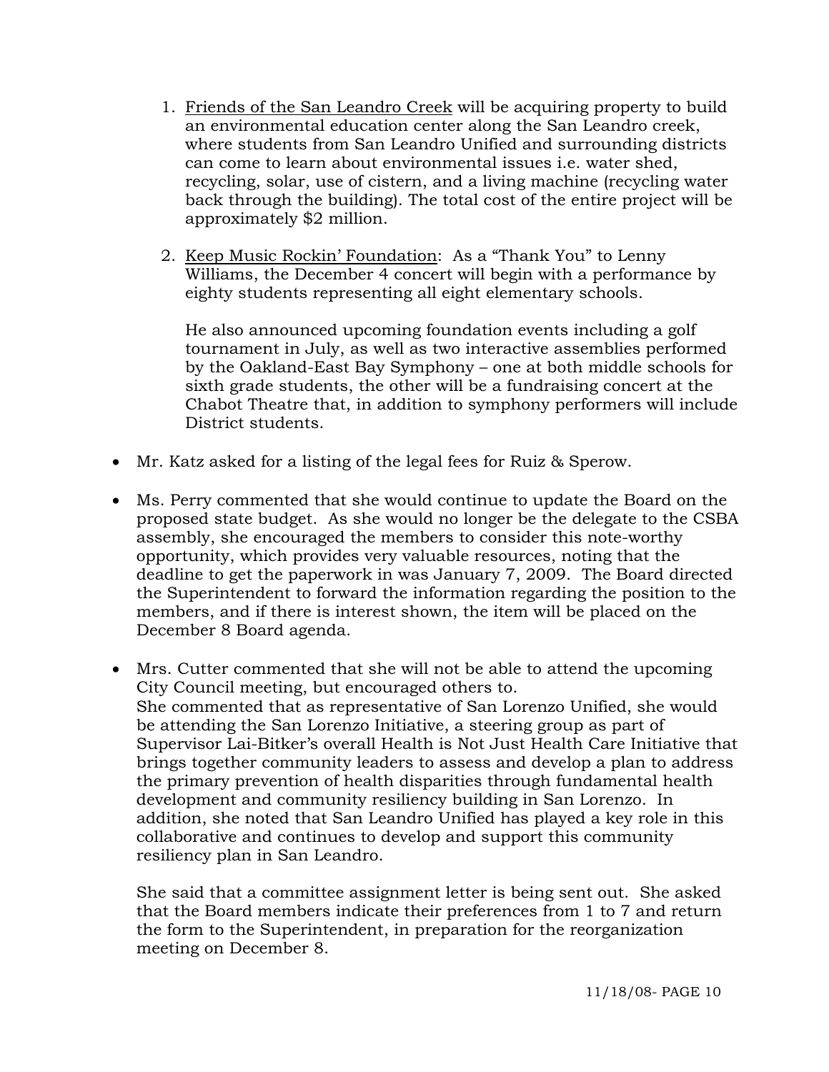1. <u>Friends of the San Leandro Creek</u> will be acquiring property to build an environmental education center along the San Leandro creek, where students from San Leandro Unified and surrounding districts can come to learn about environmental issues i.e. water shed, recycling, solar, use of cistern, and a living machine (recycling water back through the building). The total cost of the entire project will be approximately $2 million.

2. <u>Keep Music Rockin' Foundation</u>: As a "Thank You" to Lenny Williams, the December 4 concert will begin with a performance by eighty students representing all eight elementary schools.

   He also announced upcoming foundation events including a golf tournament in July, as well as two interactive assemblies performed by the Oakland-East Bay Symphony – one at both middle schools for sixth grade students, the other will be a fundraising concert at the Chabot Theatre that, in addition to symphony performers will include District students.

- Mr. Katz asked for a listing of the legal fees for Ruiz & Sperow.

- Ms. Perry commented that she would continue to update the Board on the proposed state budget. As she would no longer be the delegate to the CSBA assembly, she encouraged the members to consider this note-worthy opportunity, which provides very valuable resources, noting that the deadline to get the paperwork in was January 7, 2009. The Board directed the Superintendent to forward the information regarding the position to the members, and if there is interest shown, the item will be placed on the December 8 Board agenda.

- Mrs. Cutter commented that she will not be able to attend the upcoming City Council meeting, but encouraged others to.
  She commented that as representative of San Lorenzo Unified, she would be attending the San Lorenzo Initiative, a steering group as part of Supervisor Lai-Bitker's overall Health is Not Just Health Care Initiative that brings together community leaders to assess and develop a plan to address the primary prevention of health disparities through fundamental health development and community resiliency building in San Lorenzo. In addition, she noted that San Leandro Unified has played a key role in this collaborative and continues to develop and support this community resiliency plan in San Leandro.

  She said that a committee assignment letter is being sent out. She asked that the Board members indicate their preferences from 1 to 7 and return the form to the Superintendent, in preparation for the reorganization meeting on December 8.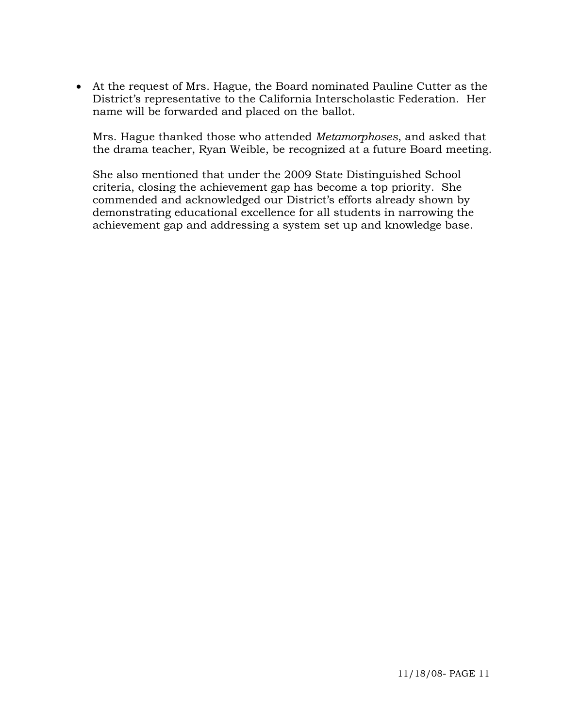- At the request of Mrs. Hague, the Board nominated Pauline Cutter as the District's representative to the California Interscholastic Federation. Her name will be forwarded and placed on the ballot.

  Mrs. Hague thanked those who attended *Metamorphoses*, and asked that the drama teacher, Ryan Weible, be recognized at a future Board meeting.

  She also mentioned that under the 2009 State Distinguished School criteria, closing the achievement gap has become a top priority. She commended and acknowledged our District's efforts already shown by demonstrating educational excellence for all students in narrowing the achievement gap and addressing a system set up and knowledge base.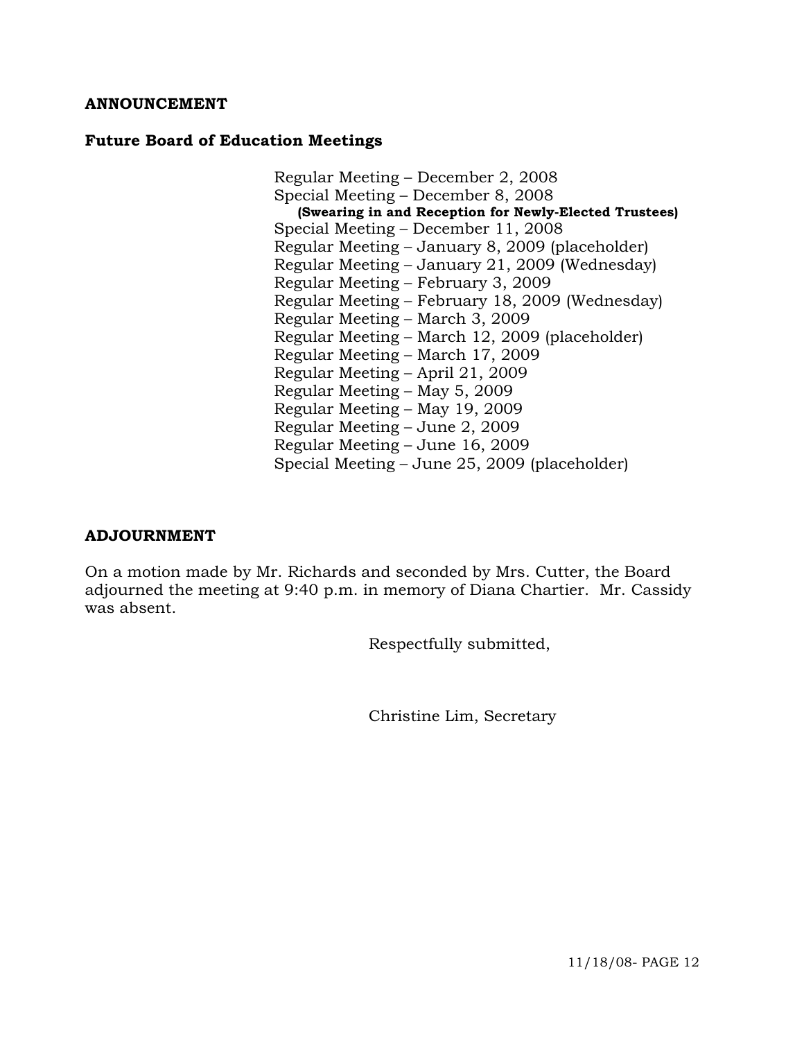## ANNOUNCEMENT

### Future Board of Education Meetings

Regular Meeting – December 2, 2008
Special Meeting – December 8, 2008
**(Swearing in and Reception for Newly-Elected Trustees)**
Special Meeting – December 11, 2008
Regular Meeting – January 8, 2009 (placeholder)
Regular Meeting – January 21, 2009 (Wednesday)
Regular Meeting – February 3, 2009
Regular Meeting – February 18, 2009 (Wednesday)
Regular Meeting – March 3, 2009
Regular Meeting – March 12, 2009 (placeholder)
Regular Meeting – March 17, 2009
Regular Meeting – April 21, 2009
Regular Meeting – May 5, 2009
Regular Meeting – May 19, 2009
Regular Meeting – June 2, 2009
Regular Meeting – June 16, 2009
Special Meeting – June 25, 2009 (placeholder)

## ADJOURNMENT

On a motion made by Mr. Richards and seconded by Mrs. Cutter, the Board adjourned the meeting at 9:40 p.m. in memory of Diana Chartier. Mr. Cassidy was absent.

Respectfully submitted,

Christine Lim, Secretary